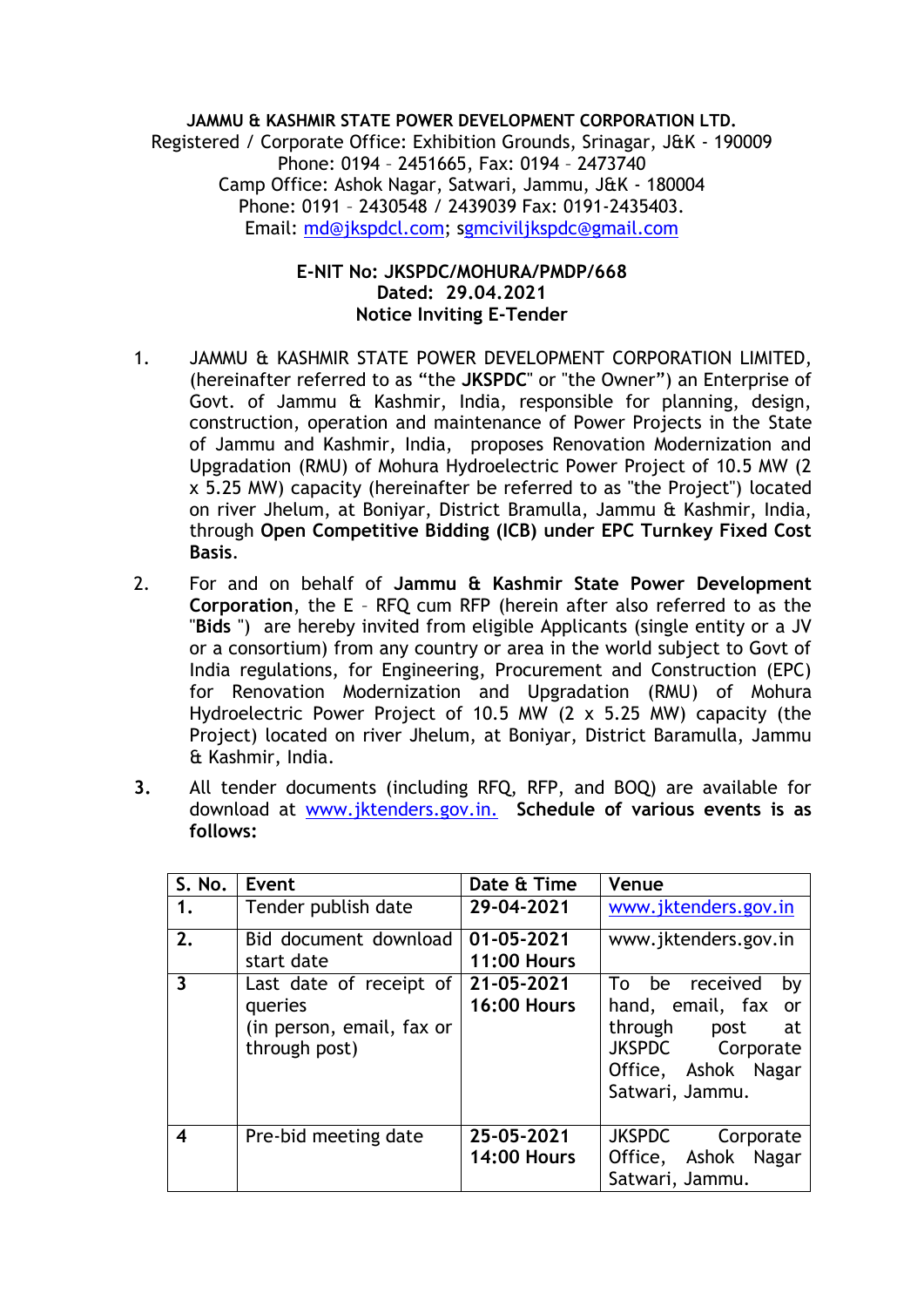**JAMMU & KASHMIR STATE POWER DEVELOPMENT CORPORATION LTD.**
Registered / Corporate Office: Exhibition Grounds, Srinagar, J&K - 190009
Phone: 0194 – 2451665, Fax: 0194 – 2473740
Camp Office: Ashok Nagar, Satwari, Jammu, J&K - 180004
Phone: 0191 – 2430548 / 2439039 Fax: 0191-2435403.
Email: md@jkspdcl.com; sgmciviljkspdc@gmail.com

**E-NIT No: JKSPDC/MOHURA/PMDP/668**
**Dated: 29.04.2021**
**Notice Inviting E-Tender**

1. JAMMU & KASHMIR STATE POWER DEVELOPMENT CORPORATION LIMITED, (hereinafter referred to as "the **JKSPDC**" or "the Owner") an Enterprise of Govt. of Jammu & Kashmir, India, responsible for planning, design, construction, operation and maintenance of Power Projects in the State of Jammu and Kashmir, India, proposes Renovation Modernization and Upgradation (RMU) of Mohura Hydroelectric Power Project of 10.5 MW (2 x 5.25 MW) capacity (hereinafter be referred to as "the Project") located on river Jhelum, at Boniyar, District Bramulla, Jammu & Kashmir, India, through **Open Competitive Bidding (ICB) under EPC Turnkey Fixed Cost Basis**.

2. For and on behalf of **Jammu & Kashmir State Power Development Corporation**, the E – RFQ cum RFP (herein after also referred to as the "**Bids** ") are hereby invited from eligible Applicants (single entity or a JV or a consortium) from any country or area in the world subject to Govt of India regulations, for Engineering, Procurement and Construction (EPC) for Renovation Modernization and Upgradation (RMU) of Mohura Hydroelectric Power Project of 10.5 MW (2 x 5.25 MW) capacity (the Project) located on river Jhelum, at Boniyar, District Baramulla, Jammu & Kashmir, India.

3. All tender documents (including RFQ, RFP, and BOQ) are available for download at www.jktenders.gov.in. **Schedule of various events is as follows:**

| S. No. | Event | Date & Time | Venue |
|---|---|---|---|
| **1.** | Tender publish date | **29-04-2021** | www.jktenders.gov.in |
| **2.** | Bid document download start date | **01-05-2021 11:00 Hours** | www.jktenders.gov.in |
| **3** | Last date of receipt of queries (in person, email, fax or through post) | **21-05-2021 16:00 Hours** | To be received by hand, email, fax or through post at JKSPDC Corporate Office, Ashok Nagar Satwari, Jammu. |
| **4** | Pre-bid meeting date | **25-05-2021 14:00 Hours** | JKSPDC Corporate Office, Ashok Nagar Satwari, Jammu. |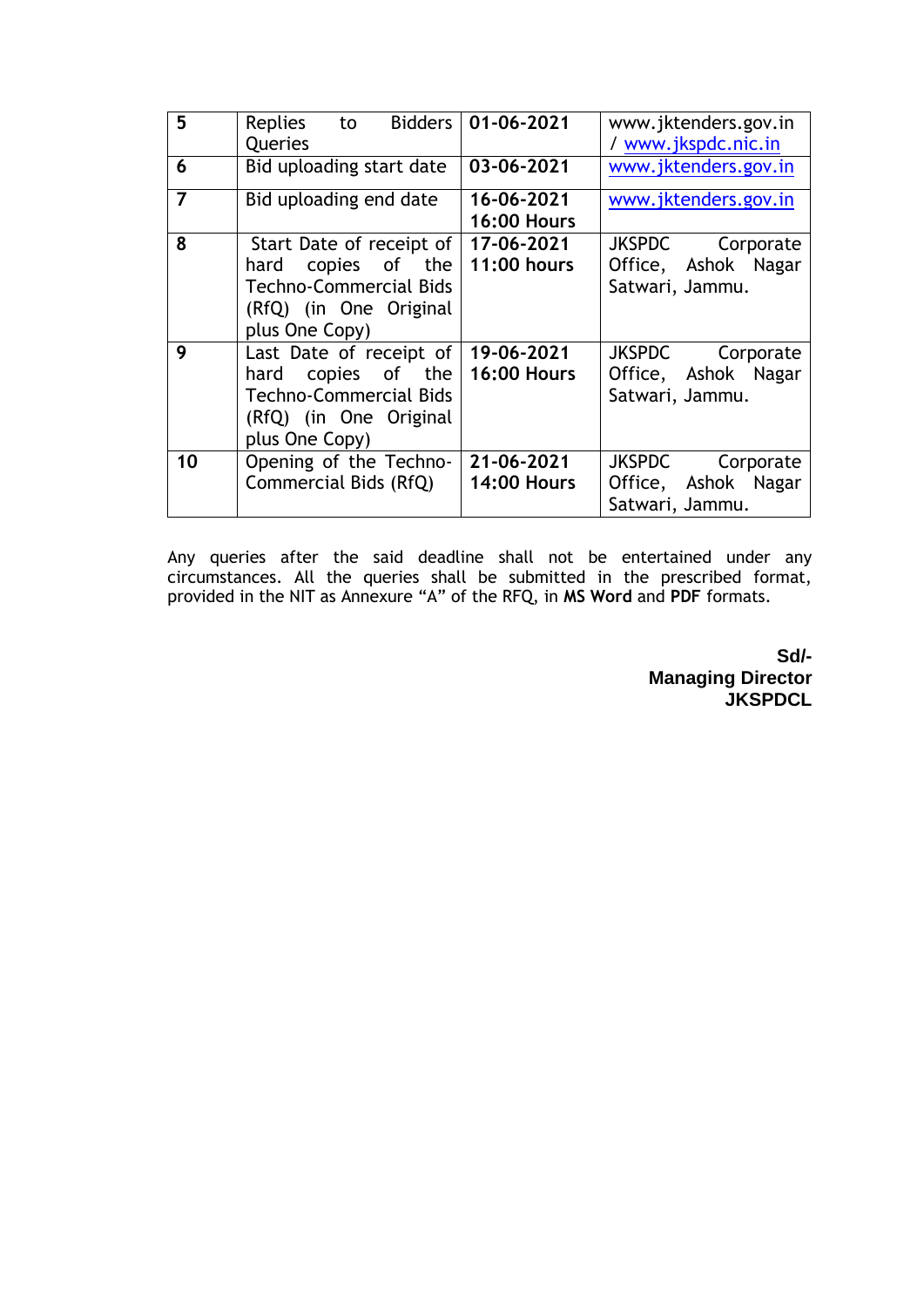| | | | |
|---|---|---|---|
| **5** | Replies to Bidders Queries | **01-06-2021** | www.jktenders.gov.in / www.jkspdc.nic.in |
| **6** | Bid uploading start date | **03-06-2021** | www.jktenders.gov.in |
| **7** | Bid uploading end date | **16-06-2021 16:00 Hours** | www.jktenders.gov.in |
| **8** | Start Date of receipt of hard copies of the Techno-Commercial Bids (RfQ) (in One Original plus One Copy) | **17-06-2021 11:00 hours** | JKSPDC Corporate Office, Ashok Nagar Satwari, Jammu. |
| **9** | Last Date of receipt of hard copies of the Techno-Commercial Bids (RfQ) (in One Original plus One Copy) | **19-06-2021 16:00 Hours** | JKSPDC Corporate Office, Ashok Nagar Satwari, Jammu. |
| **10** | Opening of the Techno-Commercial Bids (RfQ) | **21-06-2021 14:00 Hours** | JKSPDC Corporate Office, Ashok Nagar Satwari, Jammu. |

Any queries after the said deadline shall not be entertained under any circumstances. All the queries shall be submitted in the prescribed format, provided in the NIT as Annexure "A" of the RFQ, in **MS Word** and **PDF** formats.

**Sd/-**
**Managing Director**
**JKSPDCL**